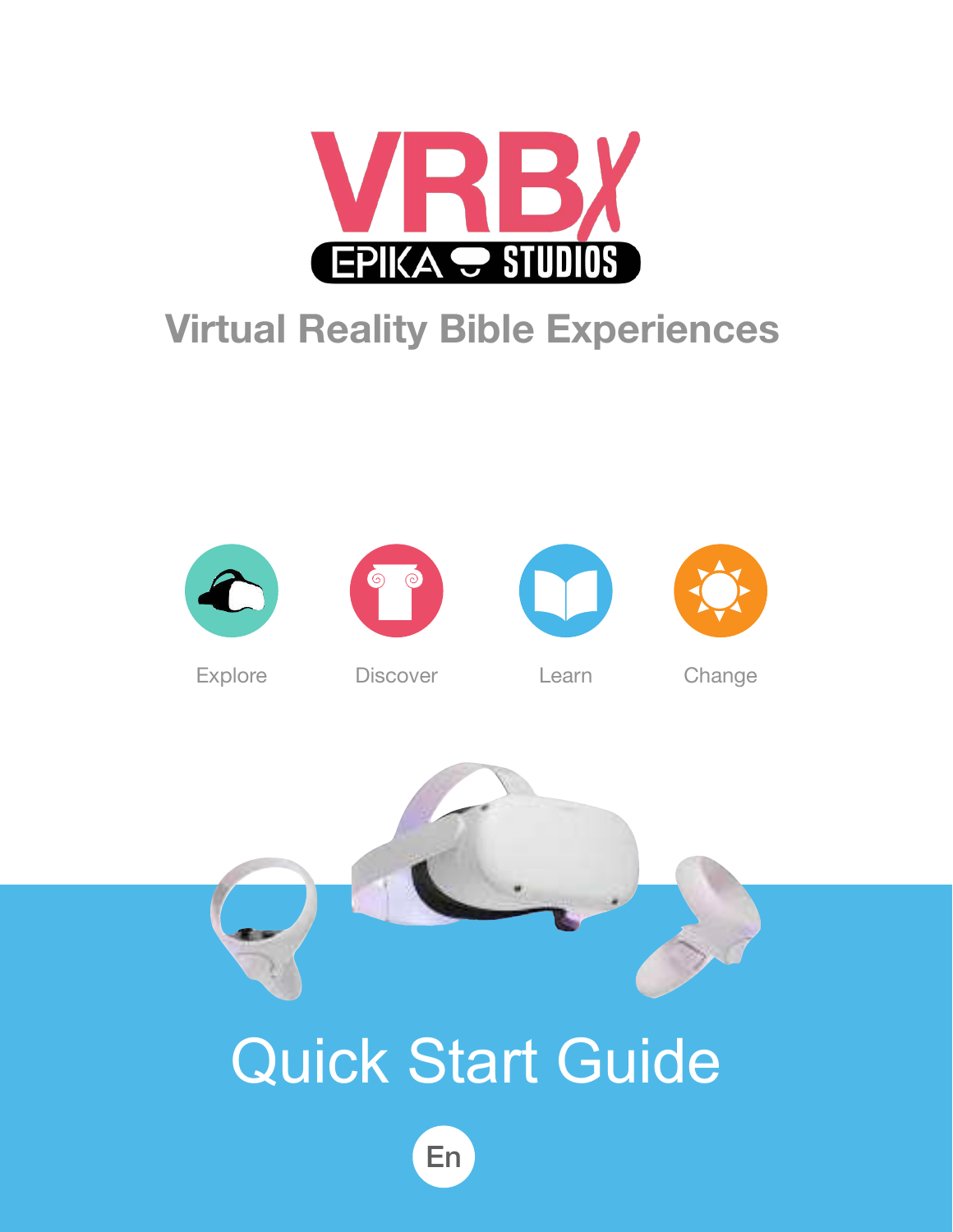# VRBX

EPIKA STUDIOS

## Virtual Reality Bible Experiences

Explore

Discover

Learn

Change

# Quick Start Guide

En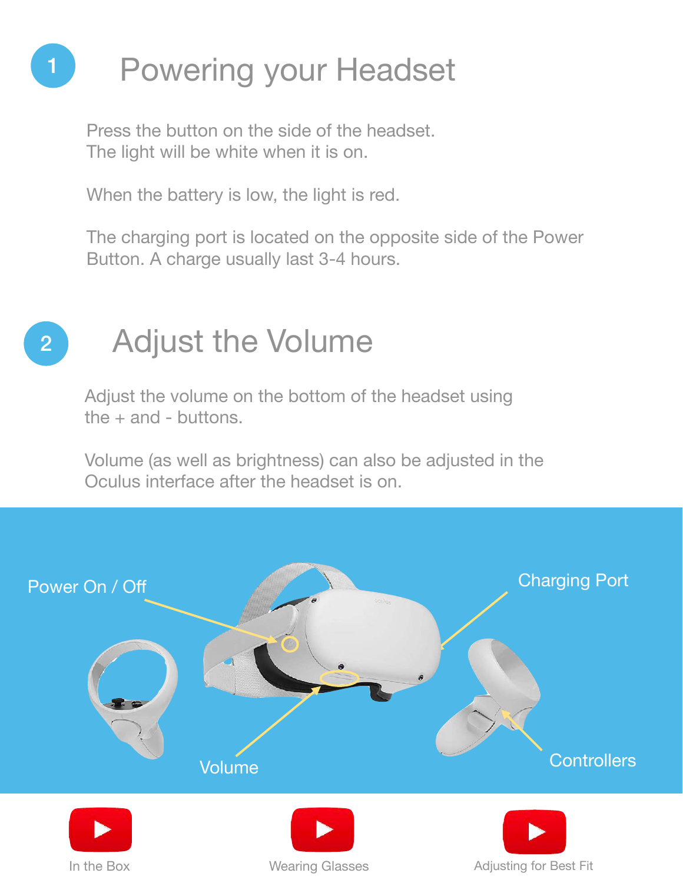## 1 Powering your Headset

Press the button on the side of the headset.
The light will be white when it is on.

When the battery is low, the light is red.

The charging port is located on the opposite side of the Power Button. A charge usually last 3-4 hours.

## 2 Adjust the Volume

Adjust the volume on the bottom of the headset using the + and - buttons.

Volume (as well as brightness) can also be adjusted in the Oculus interface after the headset is on.

Power On / Off

Charging Port

Volume

Controllers

In the Box

Wearing Glasses

Adjusting for Best Fit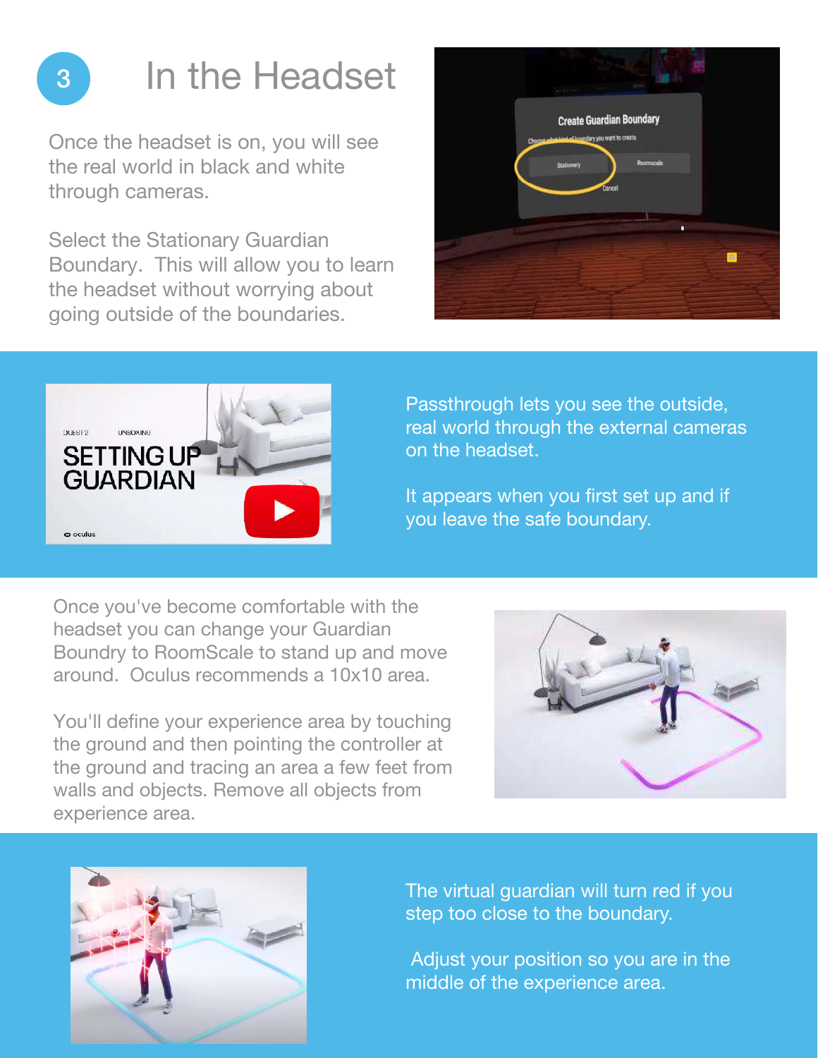# 3 In the Headset

Once the headset is on, you will see the real world in black and white through cameras.

Select the Stationary Guardian Boundary. This will allow you to learn the headset without worrying about going outside of the boundaries.

Passthrough lets you see the outside, real world through the external cameras on the headset.

It appears when you first set up and if you leave the safe boundary.

Once you've become comfortable with the headset you can change your Guardian Boundry to RoomScale to stand up and move around. Oculus recommends a 10x10 area.

You'll define your experience area by touching the ground and then pointing the controller at the ground and tracing an area a few feet from walls and objects. Remove all objects from experience area.

The virtual guardian will turn red if you step too close to the boundary.

Adjust your position so you are in the middle of the experience area.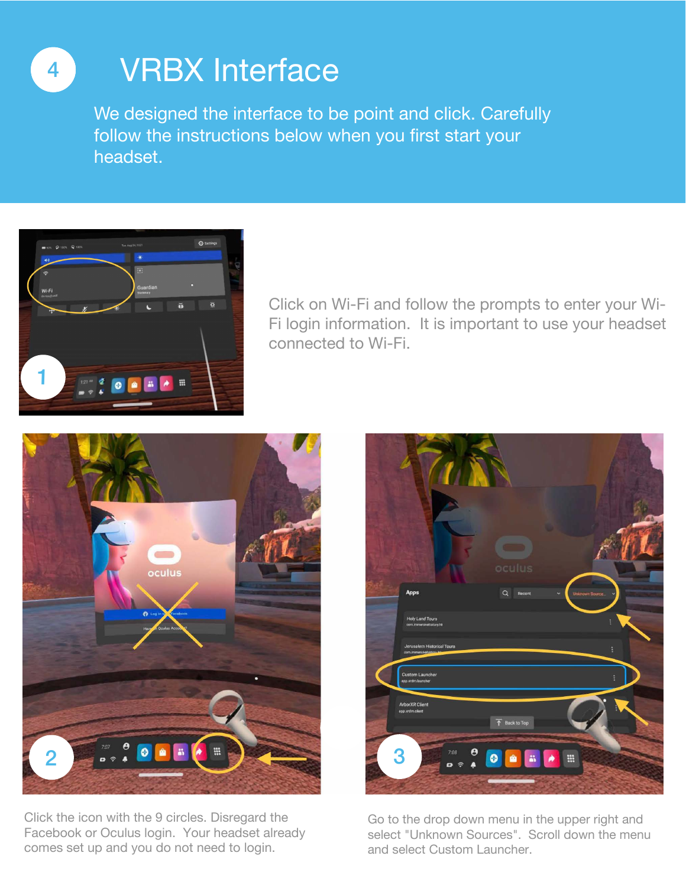# 4 VRBX Interface

We designed the interface to be point and click. Carefully follow the instructions below when you first start your headset.

1. Click on Wi-Fi and follow the prompts to enter your Wi-Fi login information. It is important to use your headset connected to Wi-Fi.

2. Click the icon with the 9 circles. Disregard the Facebook or Oculus login. Your headset already comes set up and you do not need to login.

3. Go to the drop down menu in the upper right and select "Unknown Sources". Scroll down the menu and select Custom Launcher.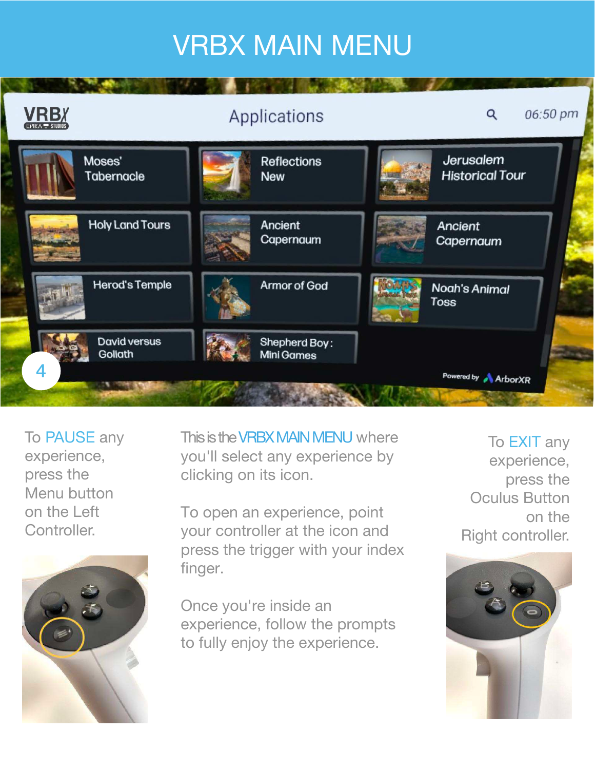# VRBX MAIN MENU

To PAUSE any experience, press the Menu button on the Left Controller.

This is the VRBX MAIN MENU where you'll select any experience by clicking on its icon.

To open an experience, point your controller at the icon and press the trigger with your index finger.

Once you're inside an experience, follow the prompts to fully enjoy the experience.

To EXIT any experience, press the Oculus Button on the Right controller.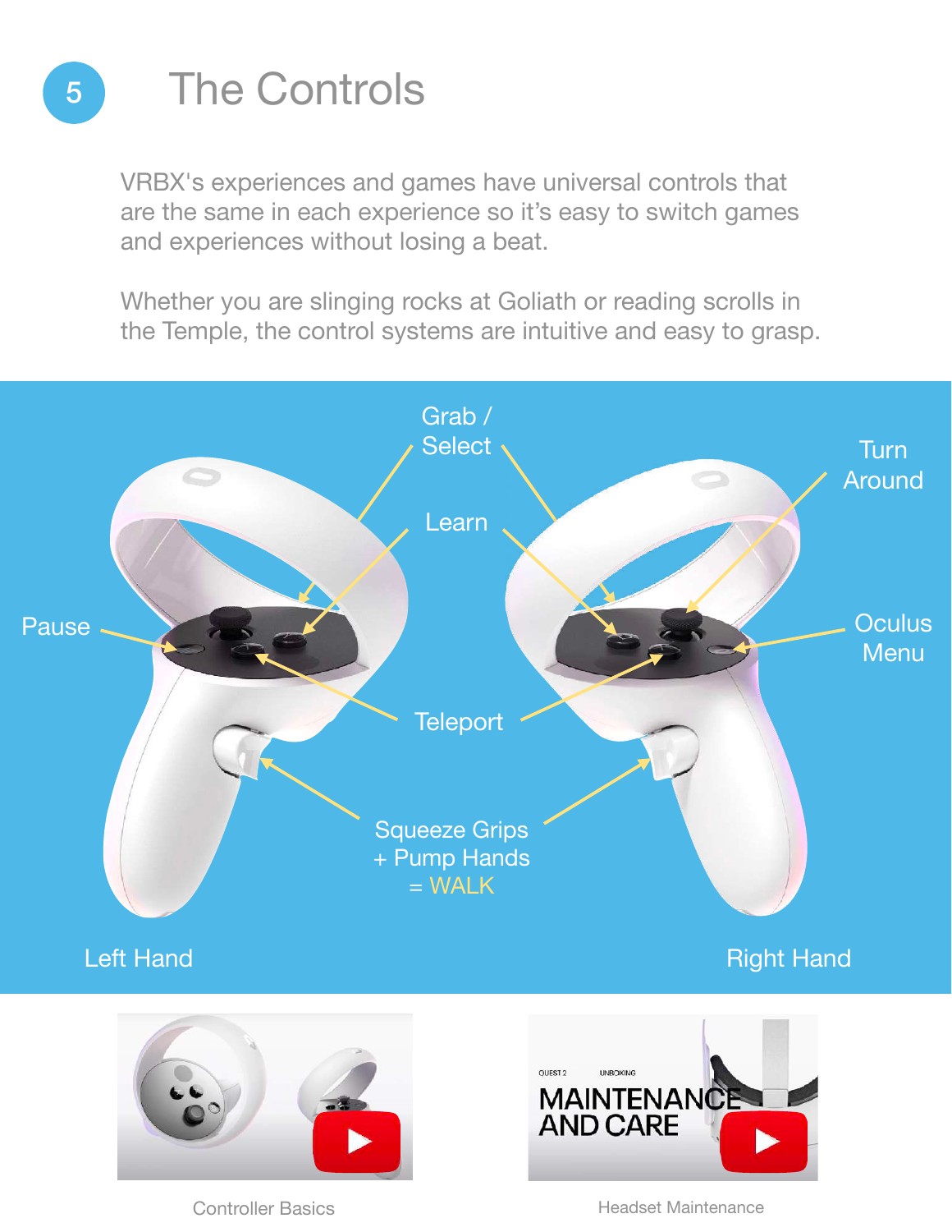# 5 The Controls

VRBX's experiences and games have universal controls that are the same in each experience so it's easy to switch games and experiences without losing a beat.

Whether you are slinging rocks at Goliath or reading scrolls in the Temple, the control systems are intuitive and easy to grasp.

Grab / Select

Learn

Turn Around

Pause

Oculus Menu

Teleport

Squeeze Grips + Pump Hands = WALK

Left Hand

Right Hand

Controller Basics

Headset Maintenance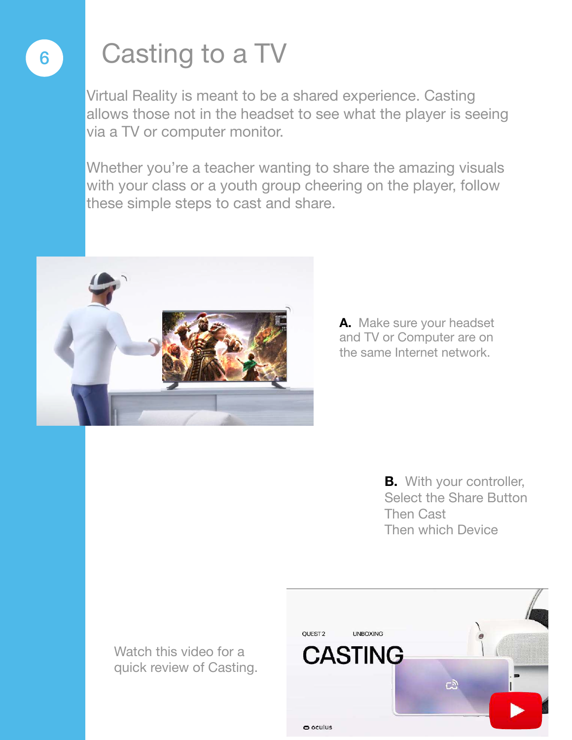# Casting to a TV

Virtual Reality is meant to be a shared experience. Casting allows those not in the headset to see what the player is seeing via a TV or computer monitor.

Whether you're a teacher wanting to share the amazing visuals with your class or a youth group cheering on the player, follow these simple steps to cast and share.

**A.** Make sure your headset and TV or Computer are on the same Internet network.

**B.** With your controller, Select the Share Button Then Cast Then which Device

Watch this video for a quick review of Casting.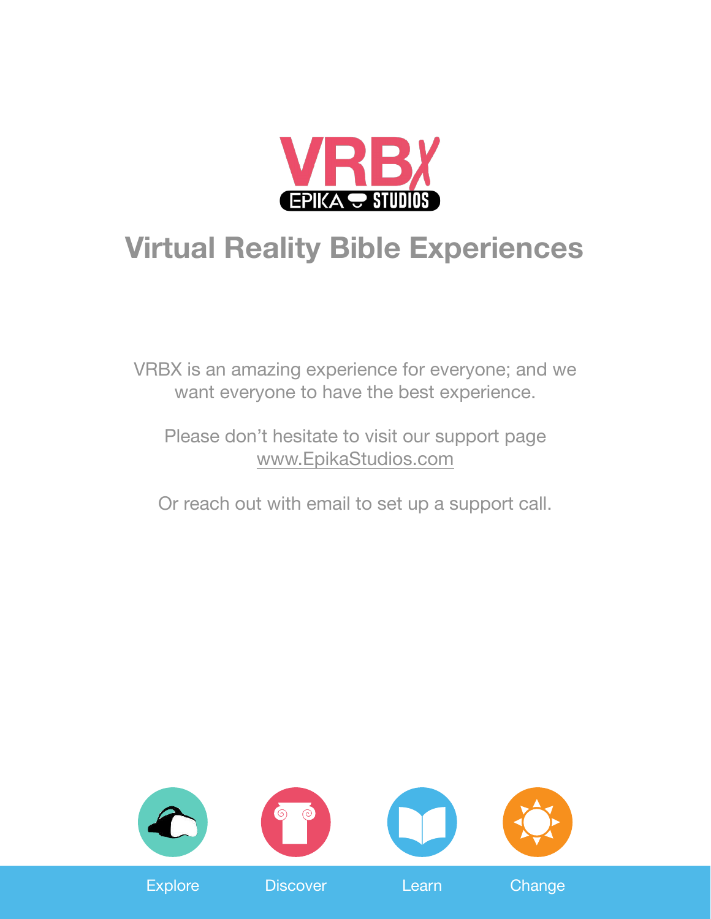VRBX

EPIKA STUDIOS

# Virtual Reality Bible Experiences

VRBX is an amazing experience for everyone; and we want everyone to have the best experience.

Please don't hesitate to visit our support page www.EpikaStudios.com

Or reach out with email to set up a support call.

Explore Discover Learn Change